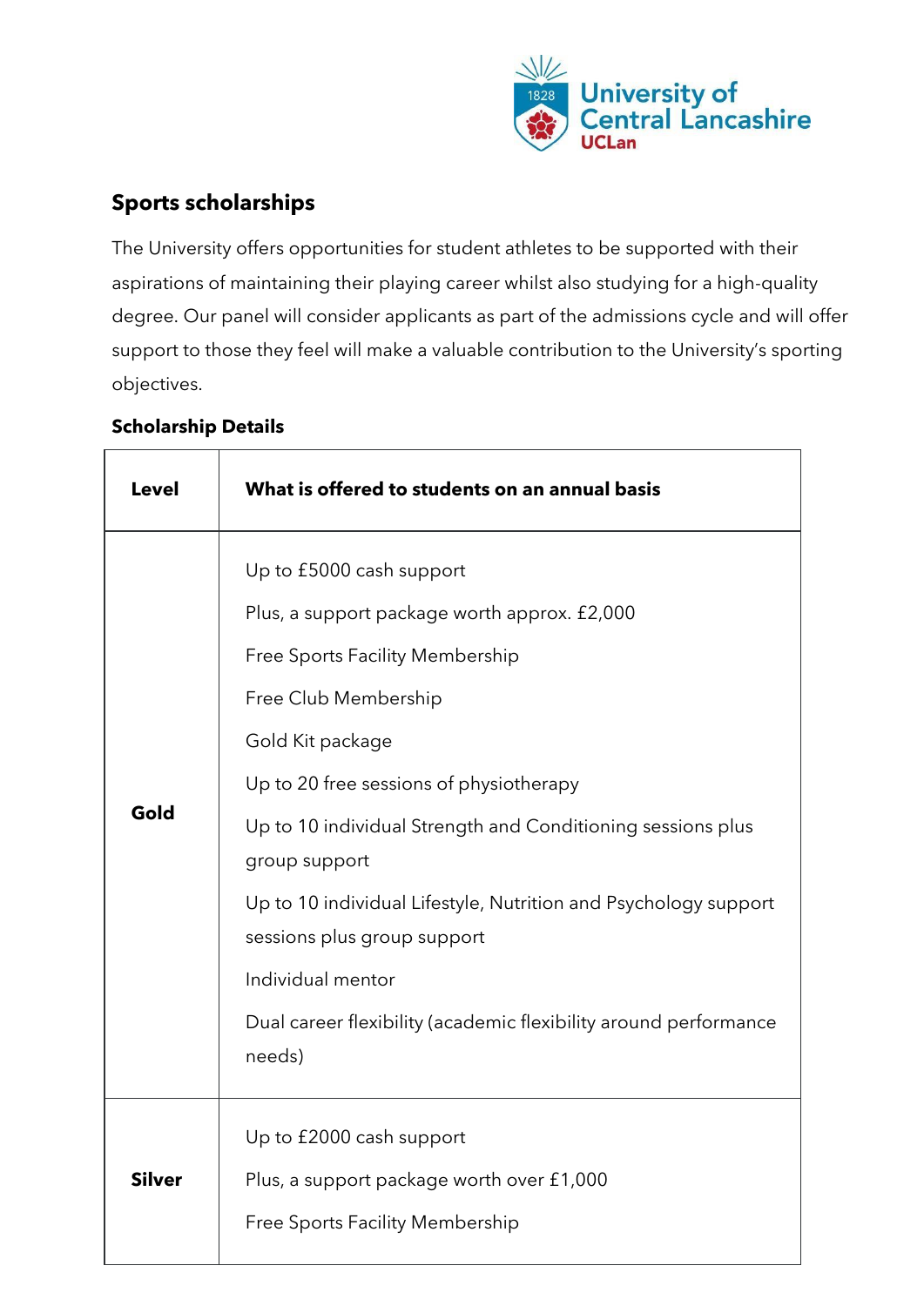University of Central Lancashire UCLan

## Sports scholarships

The University offers opportunities for student athletes to be supported with their aspirations of maintaining their playing career whilst also studying for a high-quality degree. Our panel will consider applicants as part of the admissions cycle and will offer support to those they feel will make a valuable contribution to the University's sporting objectives.

### Scholarship Details

| Level | What is offered to students on an annual basis |
|---|---|
| Gold | Up to £5000 cash support<br>Plus, a support package worth approx. £2,000<br>Free Sports Facility Membership<br>Free Club Membership<br>Gold Kit package<br>Up to 20 free sessions of physiotherapy<br>Up to 10 individual Strength and Conditioning sessions plus group support<br>Up to 10 individual Lifestyle, Nutrition and Psychology support sessions plus group support<br>Individual mentor<br>Dual career flexibility (academic flexibility around performance needs) |
| Silver | Up to £2000 cash support<br>Plus, a support package worth over £1,000<br>Free Sports Facility Membership |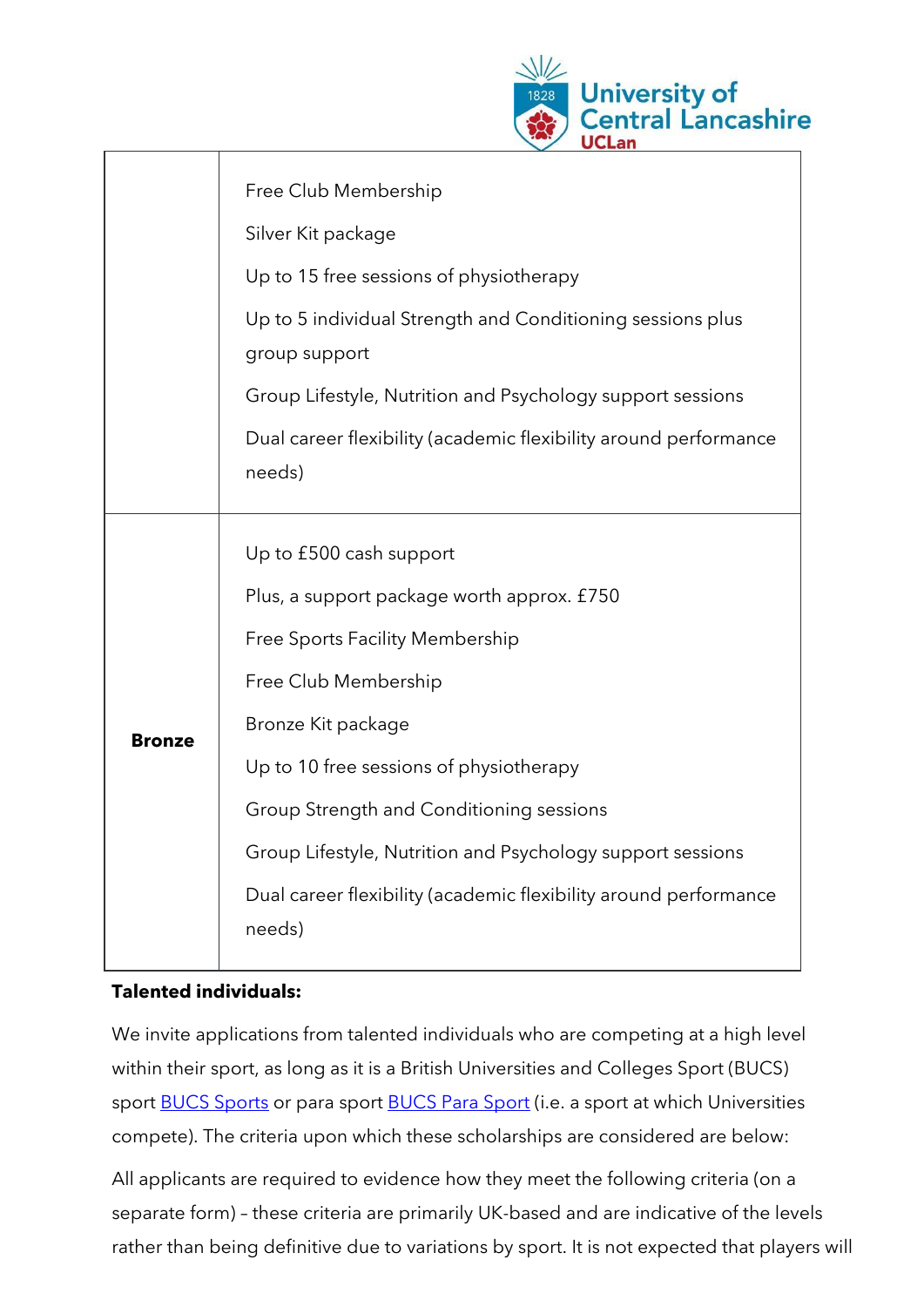| | |
|---|---|
| | Free Club Membership<br>Silver Kit package<br>Up to 15 free sessions of physiotherapy<br>Up to 5 individual Strength and Conditioning sessions plus group support<br>Group Lifestyle, Nutrition and Psychology support sessions<br>Dual career flexibility (academic flexibility around performance needs) |
| **Bronze** | Up to £500 cash support<br>Plus, a support package worth approx. £750<br>Free Sports Facility Membership<br>Free Club Membership<br>Bronze Kit package<br>Up to 10 free sessions of physiotherapy<br>Group Strength and Conditioning sessions<br>Group Lifestyle, Nutrition and Psychology support sessions<br>Dual career flexibility (academic flexibility around performance needs) |

**Talented individuals:**

We invite applications from talented individuals who are competing at a high level within their sport, as long as it is a British Universities and Colleges Sport (BUCS) sport [BUCS Sports] or para sport [BUCS Para Sport] (i.e. a sport at which Universities compete). The criteria upon which these scholarships are considered are below:

All applicants are required to evidence how they meet the following criteria (on a separate form) – these criteria are primarily UK-based and are indicative of the levels rather than being definitive due to variations by sport. It is not expected that players will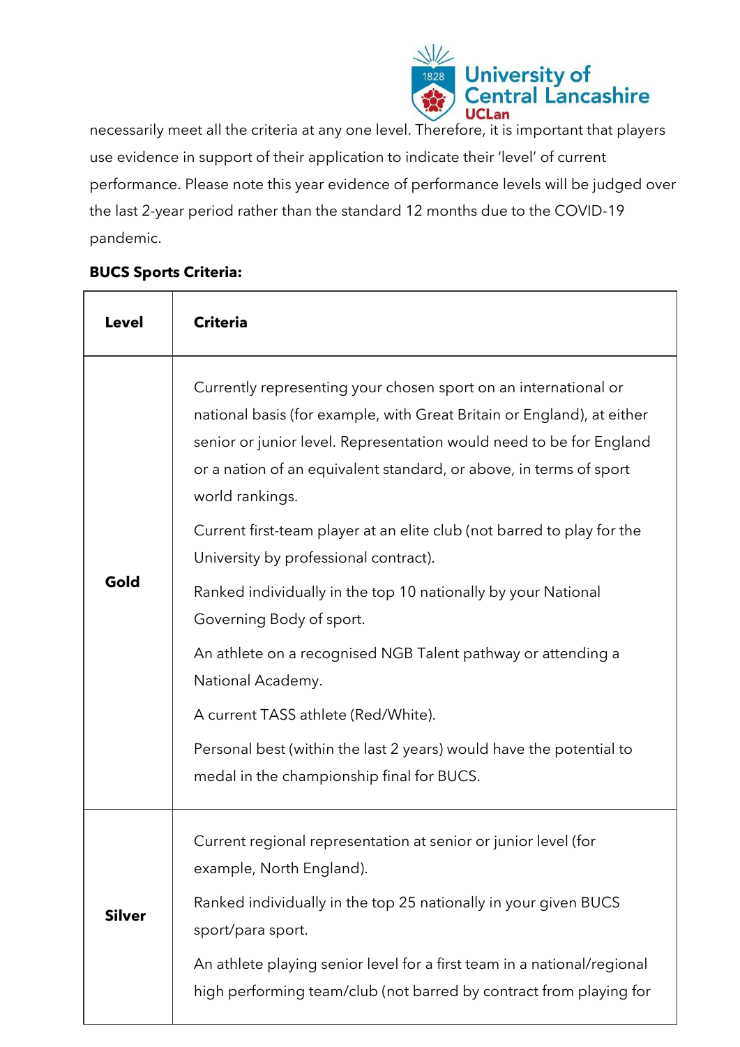necessarily meet all the criteria at any one level. Therefore, it is important that players use evidence in support of their application to indicate their 'level' of current performance. Please note this year evidence of performance levels will be judged over the last 2-year period rather than the standard 12 months due to the COVID-19 pandemic.

**BUCS Sports Criteria:**

| **Level** | **Criteria** |
|---|---|
| **Gold** | Currently representing your chosen sport on an international or national basis (for example, with Great Britain or England), at either senior or junior level. Representation would need to be for England or a nation of an equivalent standard, or above, in terms of sport world rankings.<br><br>Current first-team player at an elite club (not barred to play for the University by professional contract).<br><br>Ranked individually in the top 10 nationally by your National Governing Body of sport.<br><br>An athlete on a recognised NGB Talent pathway or attending a National Academy.<br><br>A current TASS athlete (Red/White).<br><br>Personal best (within the last 2 years) would have the potential to medal in the championship final for BUCS. |
| **Silver** | Current regional representation at senior or junior level (for example, North England).<br><br>Ranked individually in the top 25 nationally in your given BUCS sport/para sport.<br><br>An athlete playing senior level for a first team in a national/regional high performing team/club (not barred by contract from playing for |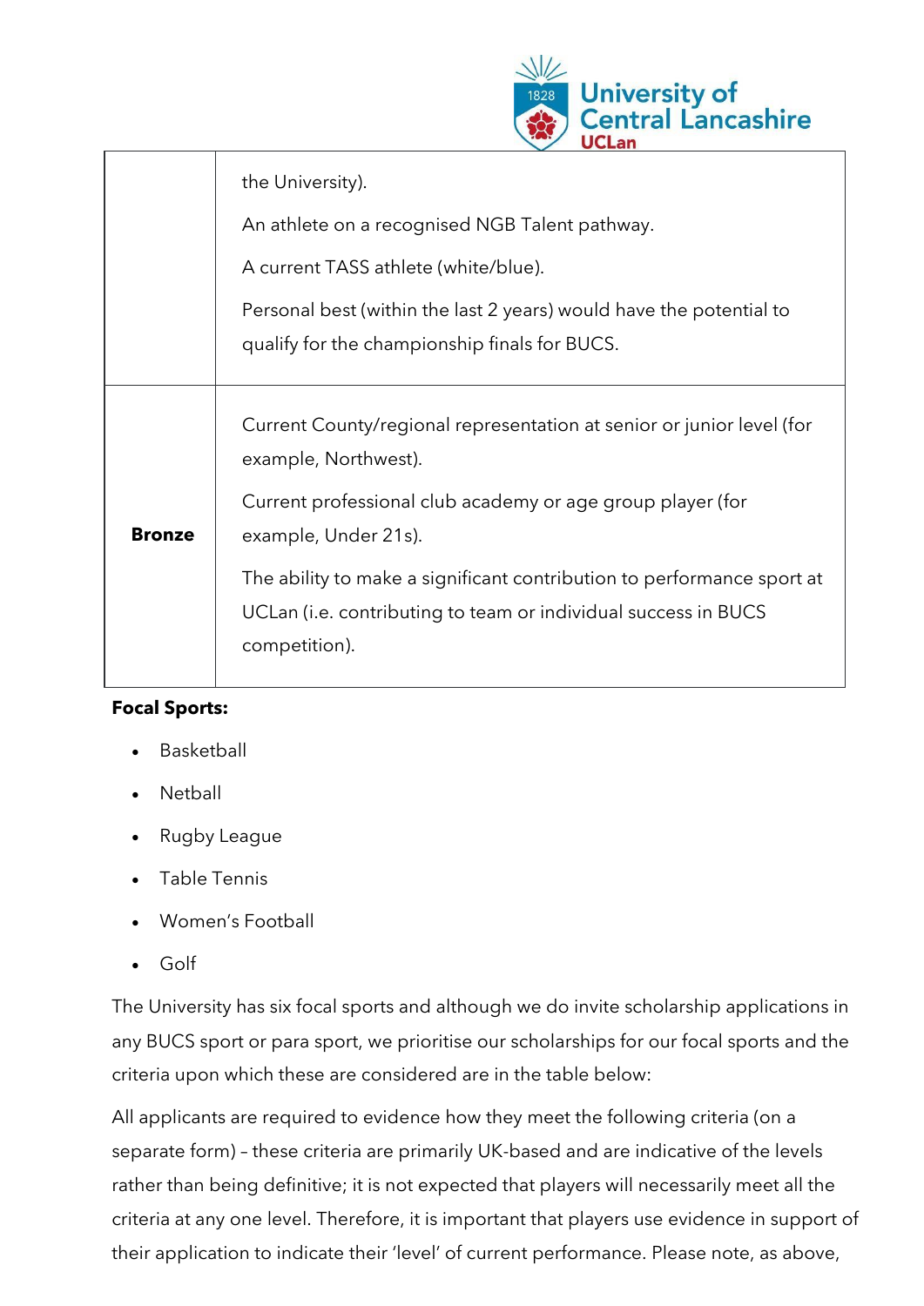| | |
|---|---|
| | the University).<br><br>An athlete on a recognised NGB Talent pathway.<br><br>A current TASS athlete (white/blue).<br><br>Personal best (within the last 2 years) would have the potential to qualify for the championship finals for BUCS. |
| **Bronze** | Current County/regional representation at senior or junior level (for example, Northwest).<br><br>Current professional club academy or age group player (for example, Under 21s).<br><br>The ability to make a significant contribution to performance sport at UCLan (i.e. contributing to team or individual success in BUCS competition). |

**Focal Sports:**

- Basketball
- Netball
- Rugby League
- Table Tennis
- Women's Football
- Golf

The University has six focal sports and although we do invite scholarship applications in any BUCS sport or para sport, we prioritise our scholarships for our focal sports and the criteria upon which these are considered are in the table below:

All applicants are required to evidence how they meet the following criteria (on a separate form) – these criteria are primarily UK-based and are indicative of the levels rather than being definitive; it is not expected that players will necessarily meet all the criteria at any one level. Therefore, it is important that players use evidence in support of their application to indicate their 'level' of current performance. Please note, as above,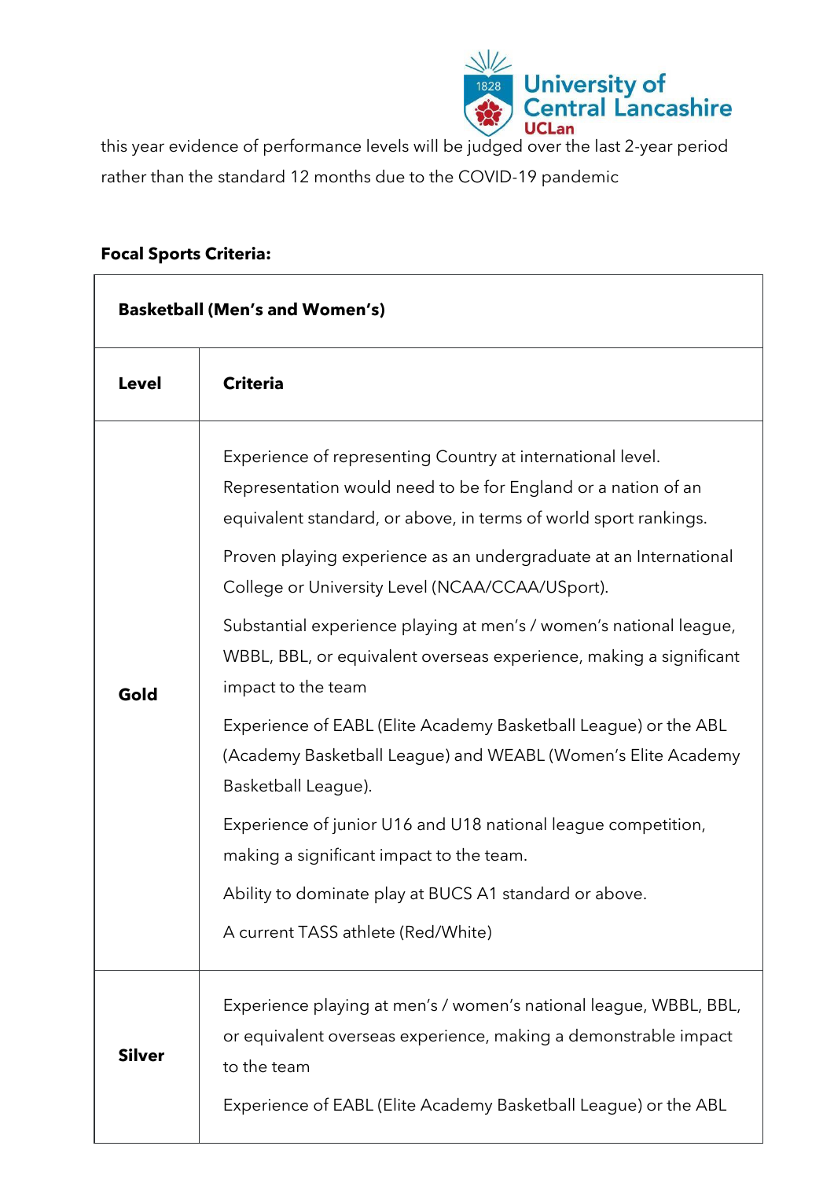this year evidence of performance levels will be judged over the last 2-year period rather than the standard 12 months due to the COVID-19 pandemic

**Focal Sports Criteria:**

| **Basketball (Men's and Women's)** | |
|---|---|
| **Level** | **Criteria** |
| **Gold** | Experience of representing Country at international level. Representation would need to be for England or a nation of an equivalent standard, or above, in terms of world sport rankings.<br><br>Proven playing experience as an undergraduate at an International College or University Level (NCAA/CCAA/USport).<br><br>Substantial experience playing at men's / women's national league, WBBL, BBL, or equivalent overseas experience, making a significant impact to the team<br><br>Experience of EABL (Elite Academy Basketball League) or the ABL (Academy Basketball League) and WEABL (Women's Elite Academy Basketball League).<br><br>Experience of junior U16 and U18 national league competition, making a significant impact to the team.<br><br>Ability to dominate play at BUCS A1 standard or above.<br><br>A current TASS athlete (Red/White) |
| **Silver** | Experience playing at men's / women's national league, WBBL, BBL, or equivalent overseas experience, making a demonstrable impact to the team<br><br>Experience of EABL (Elite Academy Basketball League) or the ABL |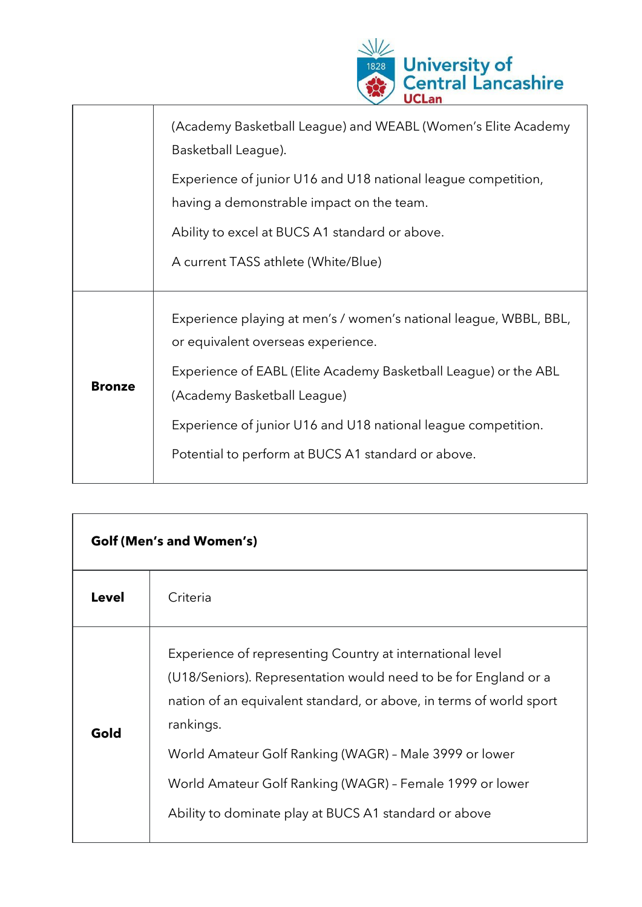| | |
|---|---|
| | (Academy Basketball League) and WEABL (Women's Elite Academy Basketball League).<br><br>Experience of junior U16 and U18 national league competition, having a demonstrable impact on the team.<br><br>Ability to excel at BUCS A1 standard or above.<br><br>A current TASS athlete (White/Blue) |
| **Bronze** | Experience playing at men's / women's national league, WBBL, BBL, or equivalent overseas experience.<br><br>Experience of EABL (Elite Academy Basketball League) or the ABL (Academy Basketball League)<br><br>Experience of junior U16 and U18 national league competition.<br><br>Potential to perform at BUCS A1 standard or above. |

| **Golf (Men's and Women's)** | |
|---|---|
| **Level** | Criteria |
| **Gold** | Experience of representing Country at international level (U18/Seniors). Representation would need to be for England or a nation of an equivalent standard, or above, in terms of world sport rankings.<br><br>World Amateur Golf Ranking (WAGR) – Male 3999 or lower<br><br>World Amateur Golf Ranking (WAGR) – Female 1999 or lower<br><br>Ability to dominate play at BUCS A1 standard or above |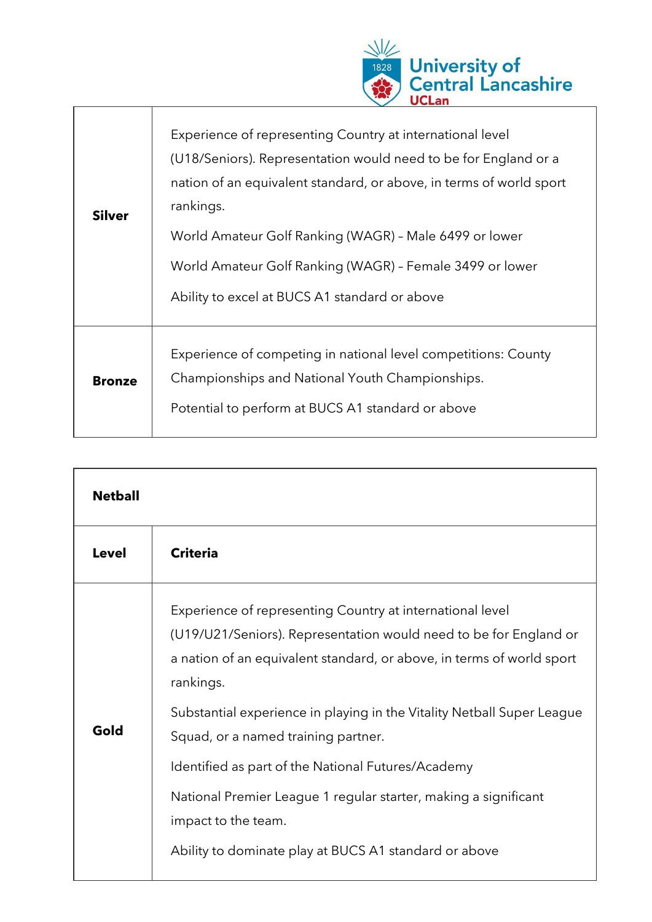| | |
|---|---|
| **Silver** | Experience of representing Country at international level (U18/Seniors). Representation would need to be for England or a nation of an equivalent standard, or above, in terms of world sport rankings.<br><br>World Amateur Golf Ranking (WAGR) – Male 6499 or lower<br><br>World Amateur Golf Ranking (WAGR) – Female 3499 or lower<br><br>Ability to excel at BUCS A1 standard or above |
| **Bronze** | Experience of competing in national level competitions: County Championships and National Youth Championships.<br><br>Potential to perform at BUCS A1 standard or above |

| **Netball** | |
|---|---|
| **Level** | **Criteria** |
| **Gold** | Experience of representing Country at international level (U19/U21/Seniors). Representation would need to be for England or a nation of an equivalent standard, or above, in terms of world sport rankings.<br><br>Substantial experience in playing in the Vitality Netball Super League Squad, or a named training partner.<br><br>Identified as part of the National Futures/Academy<br><br>National Premier League 1 regular starter, making a significant impact to the team.<br><br>Ability to dominate play at BUCS A1 standard or above |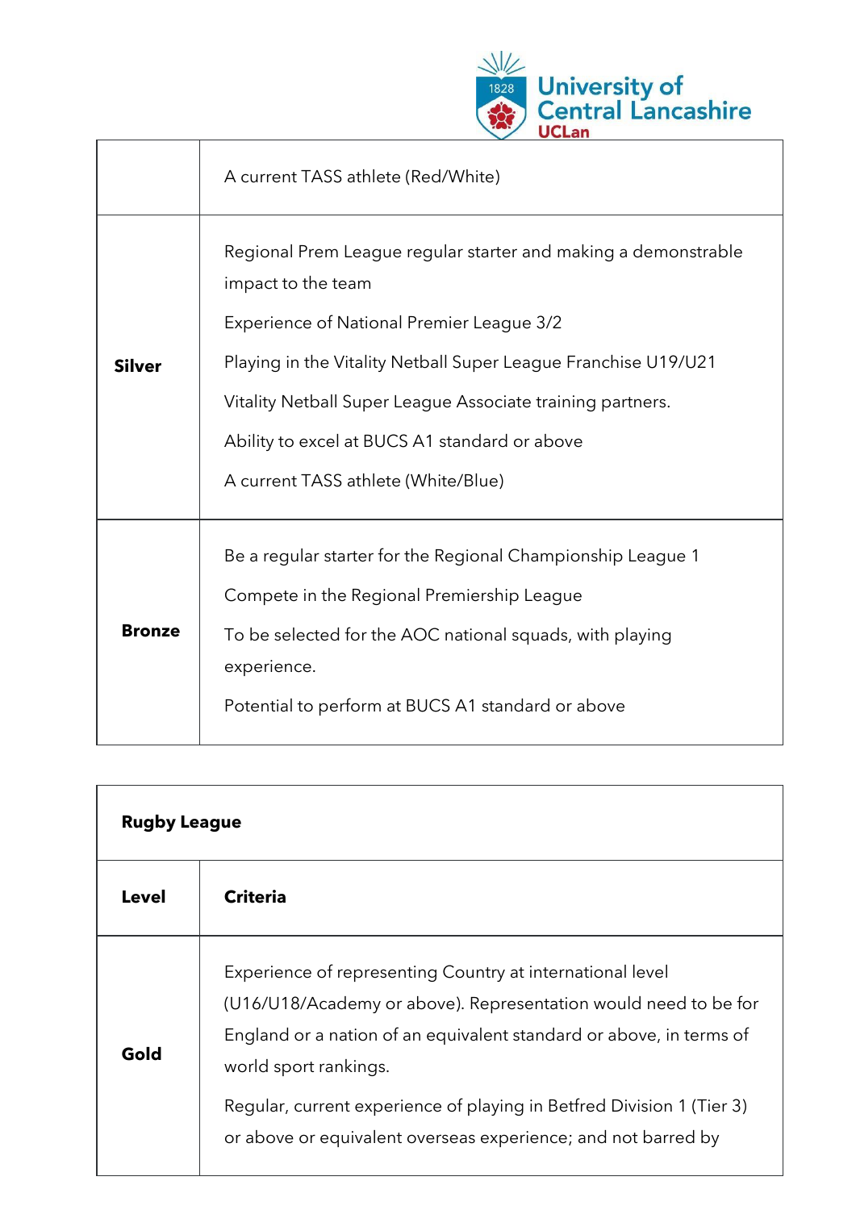|  |  |
|---|---|
|  | A current TASS athlete (Red/White) |
| **Silver** | Regional Prem League regular starter and making a demonstrable impact to the team<br><br>Experience of National Premier League 3/2<br><br>Playing in the Vitality Netball Super League Franchise U19/U21<br><br>Vitality Netball Super League Associate training partners.<br><br>Ability to excel at BUCS A1 standard or above<br><br>A current TASS athlete (White/Blue) |
| **Bronze** | Be a regular starter for the Regional Championship League 1<br><br>Compete in the Regional Premiership League<br><br>To be selected for the AOC national squads, with playing experience.<br><br>Potential to perform at BUCS A1 standard or above |

| **Rugby League** |  |
|---|---|
| **Level** | **Criteria** |
| **Gold** | Experience of representing Country at international level (U16/U18/Academy or above). Representation would need to be for England or a nation of an equivalent standard or above, in terms of world sport rankings.<br><br>Regular, current experience of playing in Betfred Division 1 (Tier 3) or above or equivalent overseas experience; and not barred by |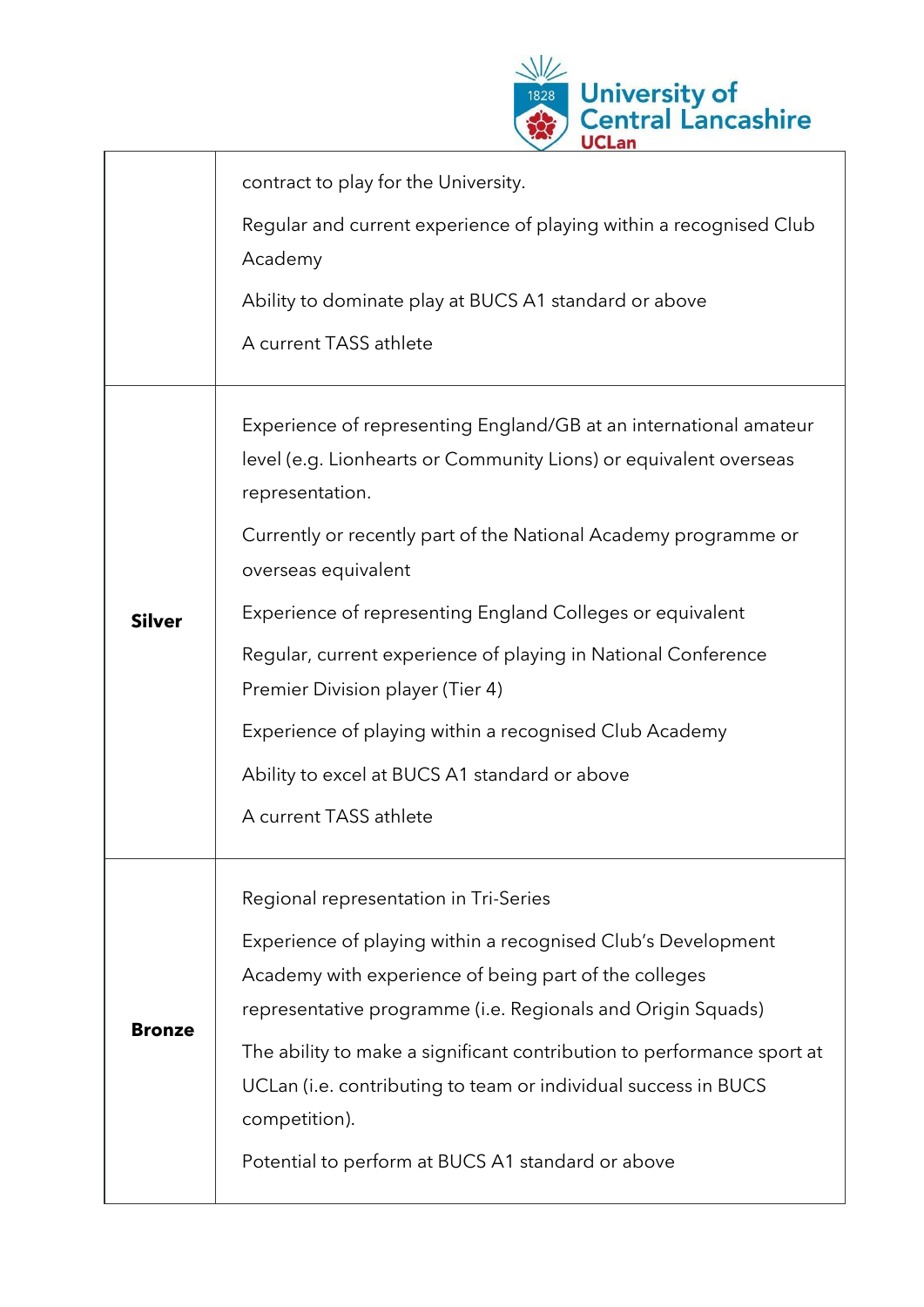| | |
|---|---|
| | contract to play for the University.<br><br>Regular and current experience of playing within a recognised Club Academy<br><br>Ability to dominate play at BUCS A1 standard or above<br><br>A current TASS athlete |
| **Silver** | Experience of representing England/GB at an international amateur level (e.g. Lionhearts or Community Lions) or equivalent overseas representation.<br><br>Currently or recently part of the National Academy programme or overseas equivalent<br><br>Experience of representing England Colleges or equivalent<br><br>Regular, current experience of playing in National Conference Premier Division player (Tier 4)<br><br>Experience of playing within a recognised Club Academy<br><br>Ability to excel at BUCS A1 standard or above<br><br>A current TASS athlete |
| **Bronze** | Regional representation in Tri-Series<br><br>Experience of playing within a recognised Club's Development Academy with experience of being part of the colleges representative programme (i.e. Regionals and Origin Squads)<br><br>The ability to make a significant contribution to performance sport at UCLan (i.e. contributing to team or individual success in BUCS competition).<br><br>Potential to perform at BUCS A1 standard or above |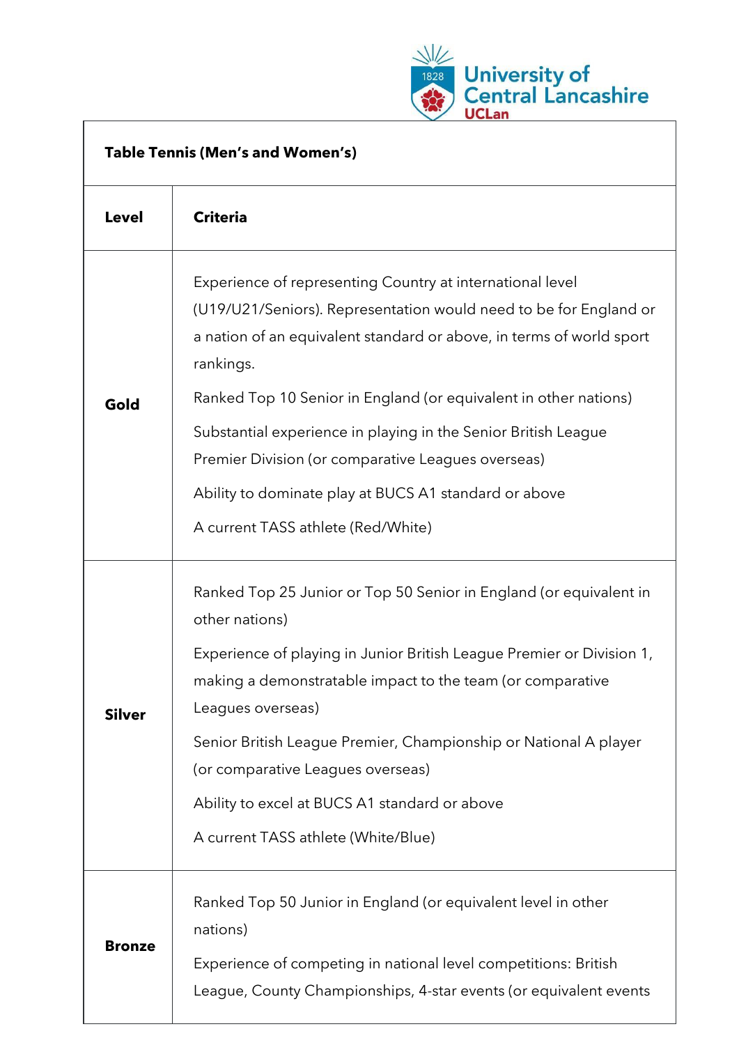| Table Tennis (Men's and Women's) | |
|---|---|
| **Level** | **Criteria** |
| **Gold** | Experience of representing Country at international level (U19/U21/Seniors). Representation would need to be for England or a nation of an equivalent standard or above, in terms of world sport rankings.<br><br>Ranked Top 10 Senior in England (or equivalent in other nations)<br><br>Substantial experience in playing in the Senior British League Premier Division (or comparative Leagues overseas)<br><br>Ability to dominate play at BUCS A1 standard or above<br><br>A current TASS athlete (Red/White) |
| **Silver** | Ranked Top 25 Junior or Top 50 Senior in England (or equivalent in other nations)<br><br>Experience of playing in Junior British League Premier or Division 1, making a demonstratable impact to the team (or comparative Leagues overseas)<br><br>Senior British League Premier, Championship or National A player (or comparative Leagues overseas)<br><br>Ability to excel at BUCS A1 standard or above<br><br>A current TASS athlete (White/Blue) |
| **Bronze** | Ranked Top 50 Junior in England (or equivalent level in other nations)<br><br>Experience of competing in national level competitions: British League, County Championships, 4-star events (or equivalent events |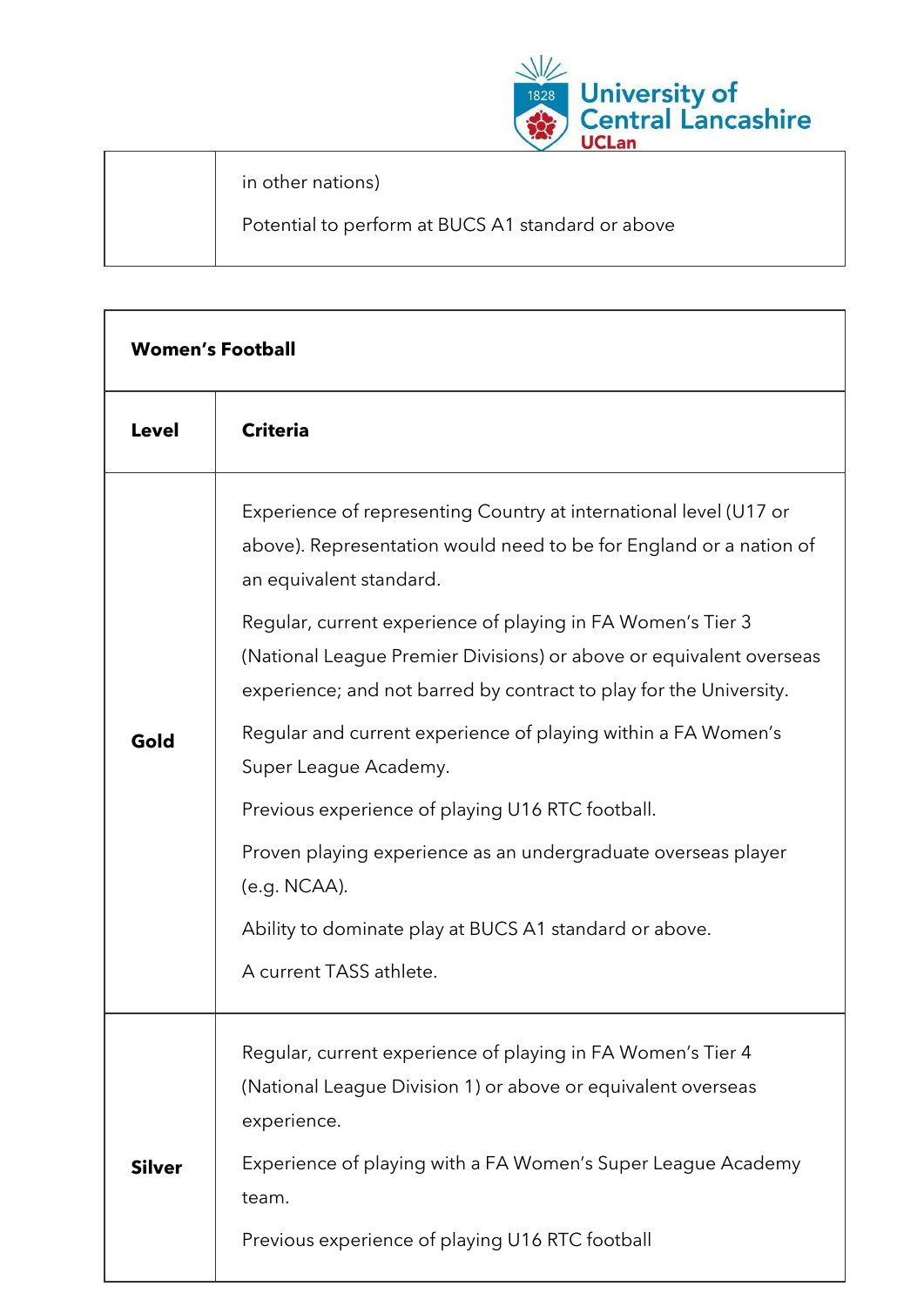| | |
|---|---|
| | in other nations)<br><br>Potential to perform at BUCS A1 standard or above |

| **Women's Football** | |
|---|---|
| **Level** | **Criteria** |
| **Gold** | Experience of representing Country at international level (U17 or above). Representation would need to be for England or a nation of an equivalent standard.<br><br>Regular, current experience of playing in FA Women's Tier 3 (National League Premier Divisions) or above or equivalent overseas experience; and not barred by contract to play for the University.<br><br>Regular and current experience of playing within a FA Women's Super League Academy.<br><br>Previous experience of playing U16 RTC football.<br><br>Proven playing experience as an undergraduate overseas player (e.g. NCAA).<br><br>Ability to dominate play at BUCS A1 standard or above.<br><br>A current TASS athlete. |
| **Silver** | Regular, current experience of playing in FA Women's Tier 4 (National League Division 1) or above or equivalent overseas experience.<br><br>Experience of playing with a FA Women's Super League Academy team.<br><br>Previous experience of playing U16 RTC football |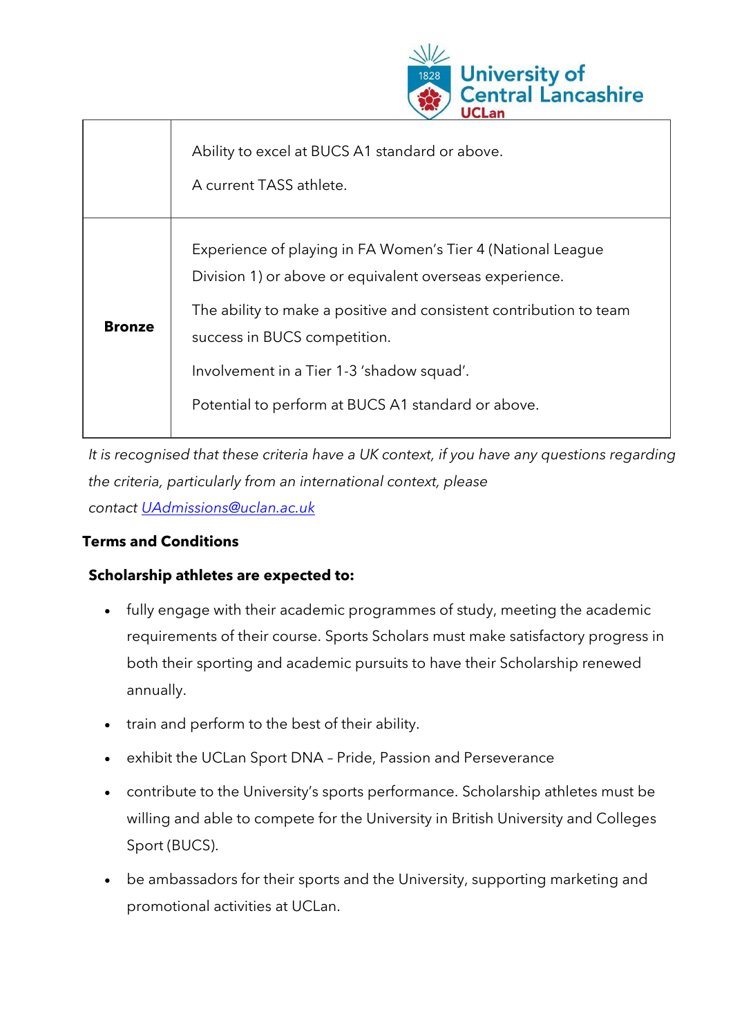| | |
|---|---|
| | Ability to excel at BUCS A1 standard or above.<br><br>A current TASS athlete. |
| **Bronze** | Experience of playing in FA Women's Tier 4 (National League Division 1) or above or equivalent overseas experience.<br><br>The ability to make a positive and consistent contribution to team success in BUCS competition.<br><br>Involvement in a Tier 1-3 'shadow squad'.<br><br>Potential to perform at BUCS A1 standard or above. |

*It is recognised that these criteria have a UK context, if you have any questions regarding the criteria, particularly from an international context, please contact [UAdmissions@uclan.ac.uk](mailto:UAdmissions@uclan.ac.uk)*

**Terms and Conditions**

**Scholarship athletes are expected to:**

- fully engage with their academic programmes of study, meeting the academic requirements of their course. Sports Scholars must make satisfactory progress in both their sporting and academic pursuits to have their Scholarship renewed annually.
- train and perform to the best of their ability.
- exhibit the UCLan Sport DNA – Pride, Passion and Perseverance
- contribute to the University's sports performance. Scholarship athletes must be willing and able to compete for the University in British University and Colleges Sport (BUCS).
- be ambassadors for their sports and the University, supporting marketing and promotional activities at UCLan.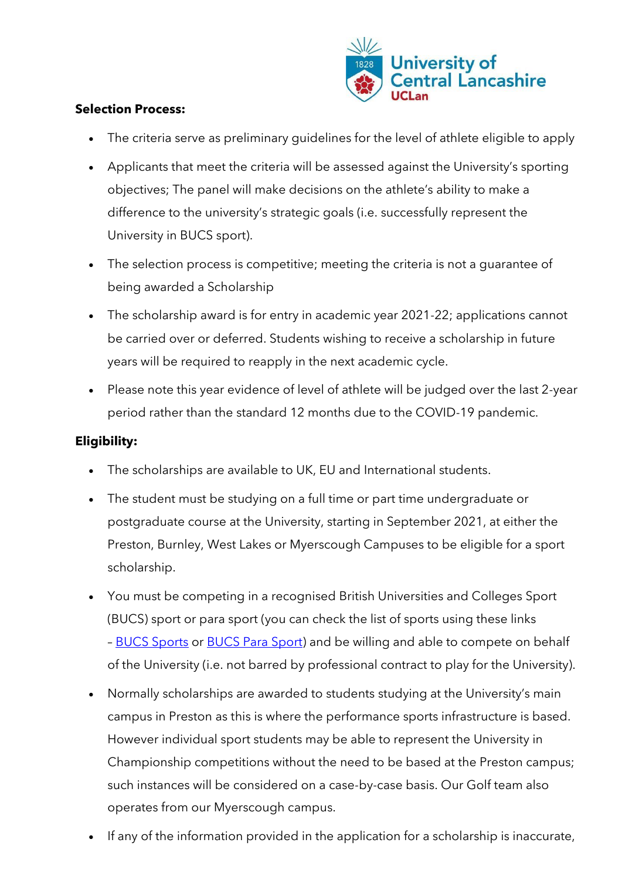**Selection Process:**

- The criteria serve as preliminary guidelines for the level of athlete eligible to apply
- Applicants that meet the criteria will be assessed against the University's sporting objectives; The panel will make decisions on the athlete's ability to make a difference to the university's strategic goals (i.e. successfully represent the University in BUCS sport).
- The selection process is competitive; meeting the criteria is not a guarantee of being awarded a Scholarship
- The scholarship award is for entry in academic year 2021-22; applications cannot be carried over or deferred. Students wishing to receive a scholarship in future years will be required to reapply in the next academic cycle.
- Please note this year evidence of level of athlete will be judged over the last 2-year period rather than the standard 12 months due to the COVID-19 pandemic.

**Eligibility:**

- The scholarships are available to UK, EU and International students.
- The student must be studying on a full time or part time undergraduate or postgraduate course at the University, starting in September 2021, at either the Preston, Burnley, West Lakes or Myerscough Campuses to be eligible for a sport scholarship.
- You must be competing in a recognised British Universities and Colleges Sport (BUCS) sport or para sport (you can check the list of sports using these links – BUCS Sports or BUCS Para Sport) and be willing and able to compete on behalf of the University (i.e. not barred by professional contract to play for the University).
- Normally scholarships are awarded to students studying at the University's main campus in Preston as this is where the performance sports infrastructure is based. However individual sport students may be able to represent the University in Championship competitions without the need to be based at the Preston campus; such instances will be considered on a case-by-case basis. Our Golf team also operates from our Myerscough campus.
- If any of the information provided in the application for a scholarship is inaccurate,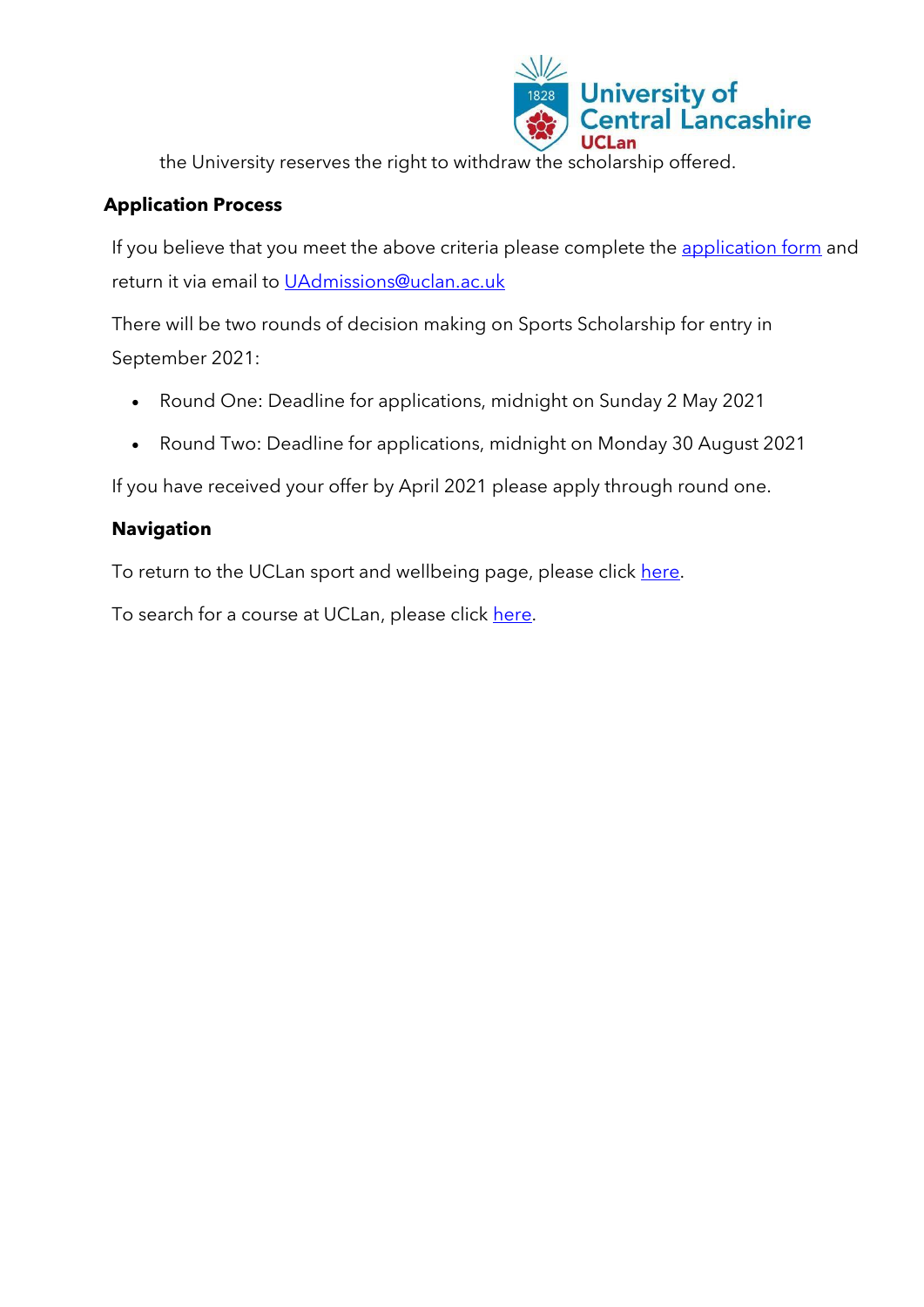the University reserves the right to withdraw the scholarship offered.

**Application Process**

If you believe that you meet the above criteria please complete the application form and return it via email to UAdmissions@uclan.ac.uk

There will be two rounds of decision making on Sports Scholarship for entry in September 2021:

- Round One: Deadline for applications, midnight on Sunday 2 May 2021
- Round Two: Deadline for applications, midnight on Monday 30 August 2021

If you have received your offer by April 2021 please apply through round one.

**Navigation**

To return to the UCLan sport and wellbeing page, please click here.

To search for a course at UCLan, please click here.